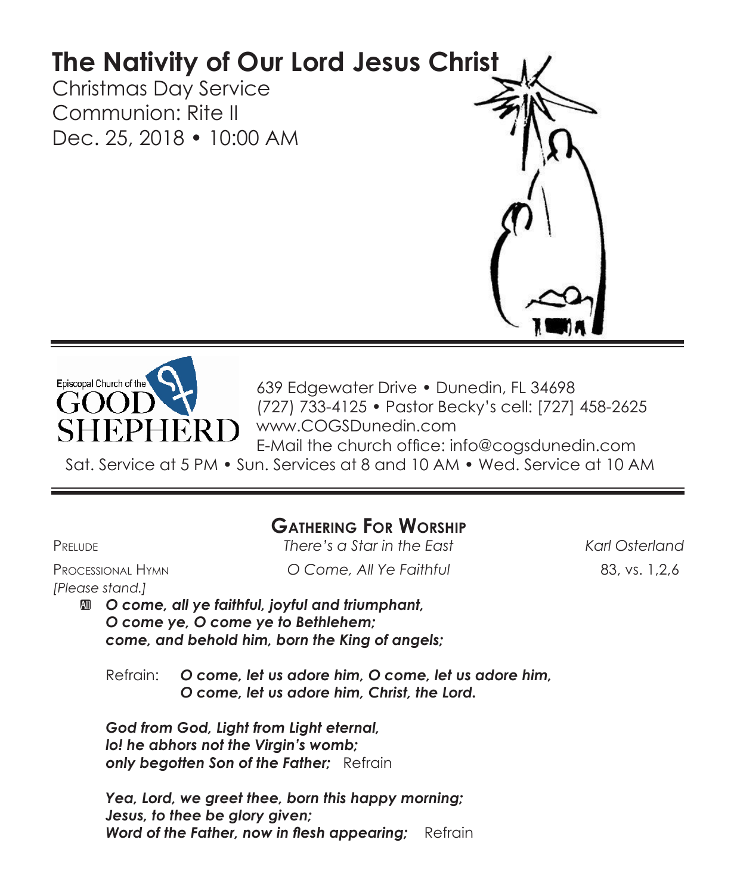# The Nativity of Our Lord Jesus Christ

Christmas Day Service
Communion: Rite II
Dec. 25, 2018 • 10:00 AM

Episcopal Church of the GOOD SHEPHERD

639 Edgewater Drive • Dunedin, FL 34698
(727) 733-4125 • Pastor Becky's cell: [727] 458-2625
www.COGSDunedin.com
E-Mail the church office: info@cogsdunedin.com
Sat. Service at 5 PM • Sun. Services at 8 and 10 AM • Wed. Service at 10 AM

## Gathering For Worship

Prelude — *There's a Star in the East* — *Karl Osterland*

Processional Hymn — *O Come, All Ye Faithful* — 83, vs. 1,2,6
*[Please stand.]*

All ***O come, all ye faithful, joyful and triumphant,***
***O come ye, O come ye to Bethlehem;***
***come, and behold him, born the King of angels;***

Refrain: ***O come, let us adore him, O come, let us adore him,***
***O come, let us adore him, Christ, the Lord.***

***God from God, Light from Light eternal,***
***lo! he abhors not the Virgin's womb;***
***only begotten Son of the Father;*** Refrain

***Yea, Lord, we greet thee, born this happy morning;***
***Jesus, to thee be glory given;***
***Word of the Father, now in flesh appearing;*** Refrain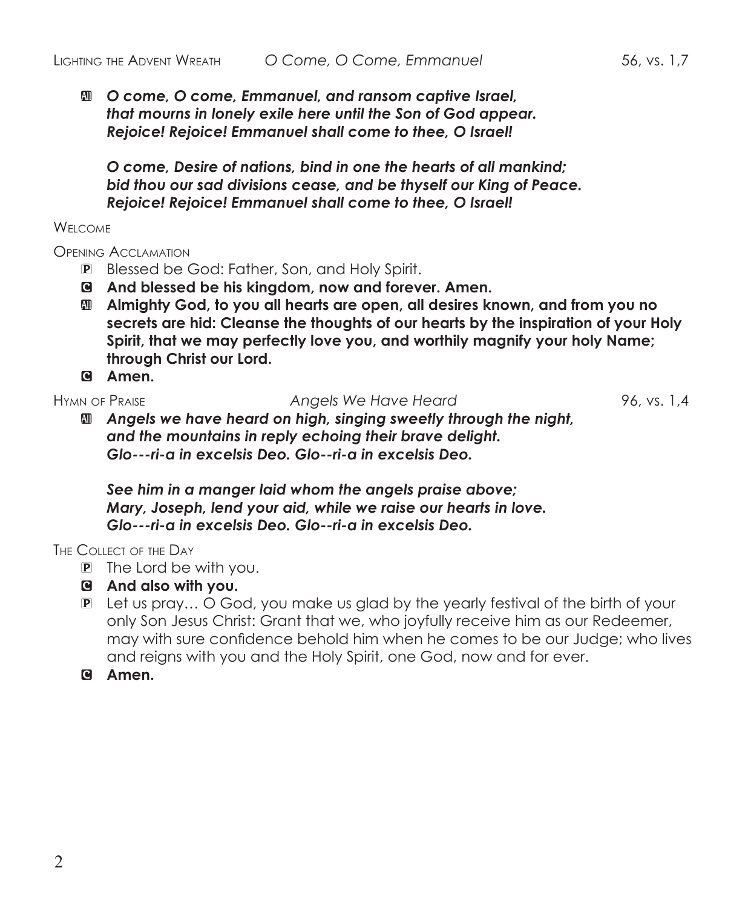Lighting the Advent Wreath *O Come, O Come, Emmanuel* 56, vs. 1,7

All ***O come, O come, Emmanuel, and ransom captive Israel,***
***that mourns in lonely exile here until the Son of God appear.***
***Rejoice! Rejoice! Emmanuel shall come to thee, O Israel!***

***O come, Desire of nations, bind in one the hearts of all mankind;***
***bid thou our sad divisions cease, and be thyself our King of Peace.***
***Rejoice! Rejoice! Emmanuel shall come to thee, O Israel!***

Welcome

Opening Acclamation

P Blessed be God: Father, Son, and Holy Spirit.

C **And blessed be his kingdom, now and forever. Amen.**

All **Almighty God, to you all hearts are open, all desires known, and from you no secrets are hid: Cleanse the thoughts of our hearts by the inspiration of your Holy Spirit, that we may perfectly love you, and worthily magnify your holy Name; through Christ our Lord.**

C **Amen.**

Hymn of Praise *Angels We Have Heard* 96, vs. 1,4

All ***Angels we have heard on high, singing sweetly through the night,***
***and the mountains in reply echoing their brave delight.***
***Glo---ri-a in excelsis Deo. Glo--ri-a in excelsis Deo.***

***See him in a manger laid whom the angels praise above;***
***Mary, Joseph, lend your aid, while we raise our hearts in love.***
***Glo---ri-a in excelsis Deo. Glo--ri-a in excelsis Deo.***

The Collect of the Day

P The Lord be with you.

C **And also with you.**

P Let us pray… O God, you make us glad by the yearly festival of the birth of your only Son Jesus Christ: Grant that we, who joyfully receive him as our Redeemer, may with sure confidence behold him when he comes to be our Judge; who lives and reigns with you and the Holy Spirit, one God, now and for ever.

C **Amen.**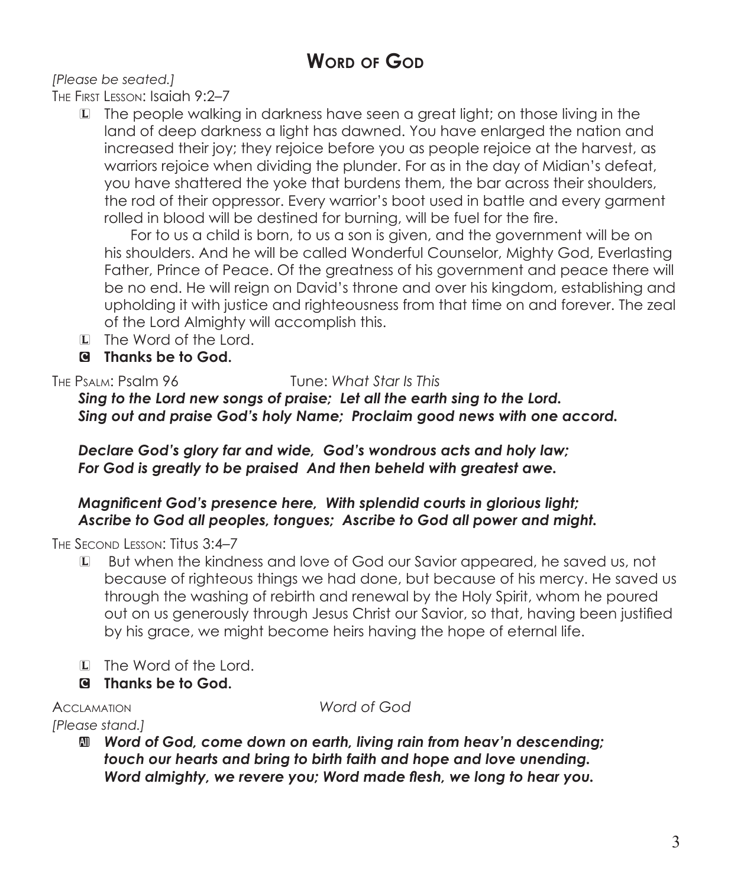## Word of God

*[Please be seated.]*

The First Lesson: Isaiah 9:2–7

L The people walking in darkness have seen a great light; on those living in the land of deep darkness a light has dawned. You have enlarged the nation and increased their joy; they rejoice before you as people rejoice at the harvest, as warriors rejoice when dividing the plunder. For as in the day of Midian's defeat, you have shattered the yoke that burdens them, the bar across their shoulders, the rod of their oppressor. Every warrior's boot used in battle and every garment rolled in blood will be destined for burning, will be fuel for the fire.

For to us a child is born, to us a son is given, and the government will be on his shoulders. And he will be called Wonderful Counselor, Mighty God, Everlasting Father, Prince of Peace. Of the greatness of his government and peace there will be no end. He will reign on David's throne and over his kingdom, establishing and upholding it with justice and righteousness from that time on and forever. The zeal of the Lord Almighty will accomplish this.

L The Word of the Lord.

**C Thanks be to God.**

The Psalm: Psalm 96 Tune: *What Star Is This*

***Sing to the Lord new songs of praise; Let all the earth sing to the Lord.***
***Sing out and praise God's holy Name; Proclaim good news with one accord.***

***Declare God's glory far and wide, God's wondrous acts and holy law;***
***For God is greatly to be praised And then beheld with greatest awe.***

***Magnificent God's presence here, With splendid courts in glorious light;***
***Ascribe to God all peoples, tongues; Ascribe to God all power and might.***

The Second Lesson: Titus 3:4–7

L But when the kindness and love of God our Savior appeared, he saved us, not because of righteous things we had done, but because of his mercy. He saved us through the washing of rebirth and renewal by the Holy Spirit, whom he poured out on us generously through Jesus Christ our Savior, so that, having been justified by his grace, we might become heirs having the hope of eternal life.

L The Word of the Lord.

**C Thanks be to God.**

Acclamation *Word of God*

*[Please stand.]*

**All *Word of God, come down on earth, living rain from heav'n descending;***
***touch our hearts and bring to birth faith and hope and love unending.***
***Word almighty, we revere you; Word made flesh, we long to hear you.***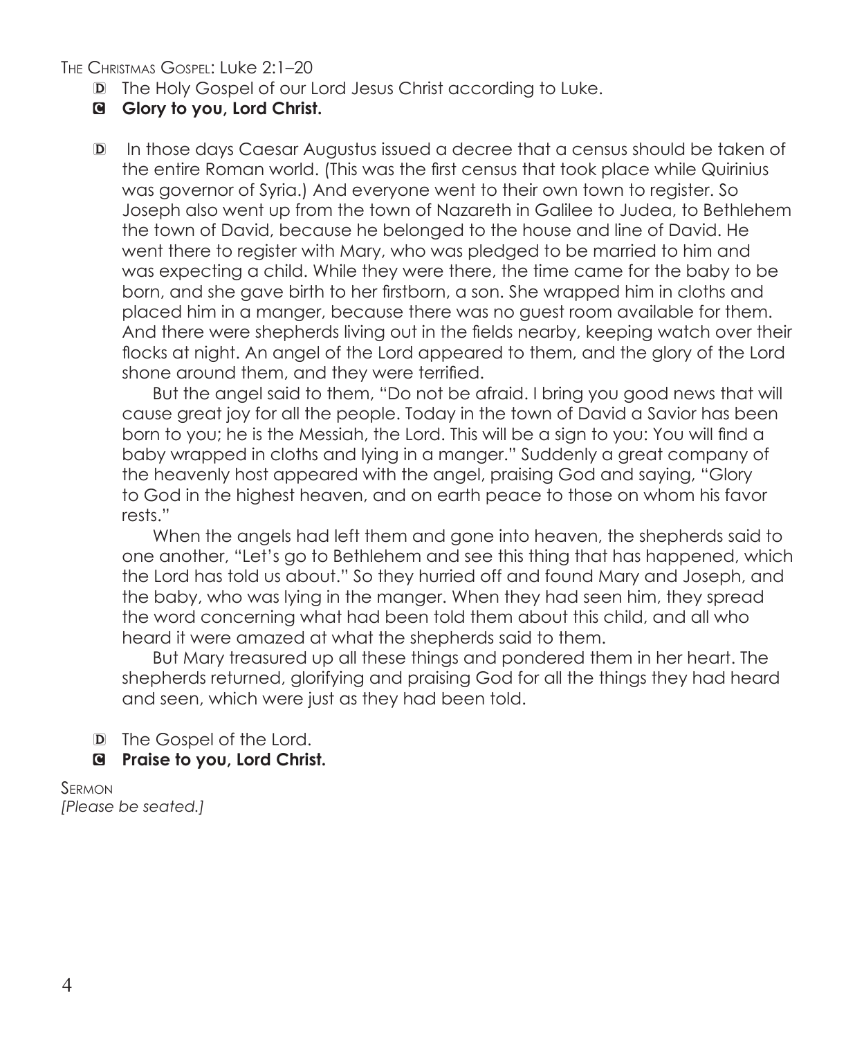The Christmas Gospel: Luke 2:1–20

D The Holy Gospel of our Lord Jesus Christ according to Luke.

**C Glory to you, Lord Christ.**

D In those days Caesar Augustus issued a decree that a census should be taken of the entire Roman world. (This was the first census that took place while Quirinius was governor of Syria.) And everyone went to their own town to register. So Joseph also went up from the town of Nazareth in Galilee to Judea, to Bethlehem the town of David, because he belonged to the house and line of David. He went there to register with Mary, who was pledged to be married to him and was expecting a child. While they were there, the time came for the baby to be born, and she gave birth to her firstborn, a son. She wrapped him in cloths and placed him in a manger, because there was no guest room available for them. And there were shepherds living out in the fields nearby, keeping watch over their flocks at night. An angel of the Lord appeared to them, and the glory of the Lord shone around them, and they were terrified.

But the angel said to them, "Do not be afraid. I bring you good news that will cause great joy for all the people. Today in the town of David a Savior has been born to you; he is the Messiah, the Lord. This will be a sign to you: You will find a baby wrapped in cloths and lying in a manger." Suddenly a great company of the heavenly host appeared with the angel, praising God and saying, "Glory to God in the highest heaven, and on earth peace to those on whom his favor rests."

When the angels had left them and gone into heaven, the shepherds said to one another, "Let's go to Bethlehem and see this thing that has happened, which the Lord has told us about." So they hurried off and found Mary and Joseph, and the baby, who was lying in the manger. When they had seen him, they spread the word concerning what had been told them about this child, and all who heard it were amazed at what the shepherds said to them.

But Mary treasured up all these things and pondered them in her heart. The shepherds returned, glorifying and praising God for all the things they had heard and seen, which were just as they had been told.

D The Gospel of the Lord.

**C Praise to you, Lord Christ.**

Sermon

*[Please be seated.]*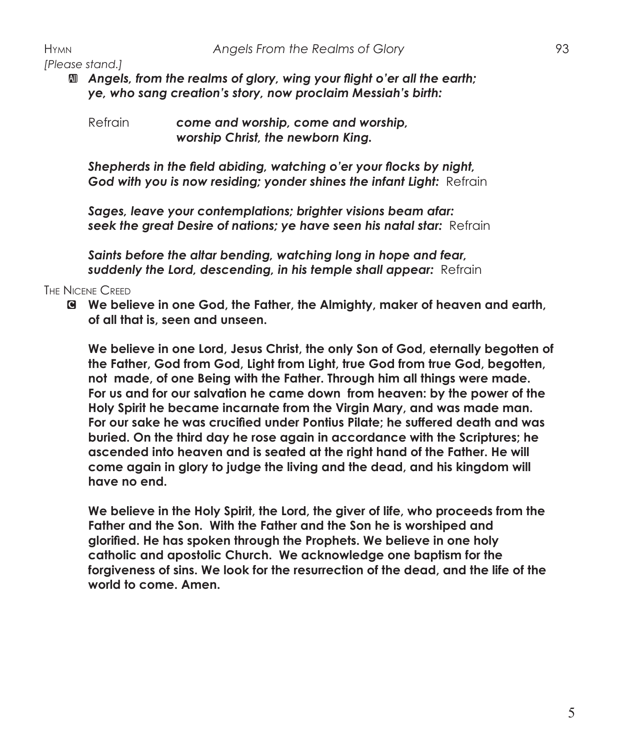HYMN *Angels From the Realms of Glory* 93

*[Please stand.]*

**All** ***Angels, from the realms of glory, wing your flight o'er all the earth; ye, who sang creation's story, now proclaim Messiah's birth:***

Refrain ***come and worship, come and worship, worship Christ, the newborn King.***

***Shepherds in the field abiding, watching o'er your flocks by night, God with you is now residing; yonder shines the infant Light:*** Refrain

***Sages, leave your contemplations; brighter visions beam afar: seek the great Desire of nations; ye have seen his natal star:*** Refrain

***Saints before the altar bending, watching long in hope and fear, suddenly the Lord, descending, in his temple shall appear:*** Refrain

THE NICENE CREED

**C** **We believe in one God, the Father, the Almighty, maker of heaven and earth, of all that is, seen and unseen.**

**We believe in one Lord, Jesus Christ, the only Son of God, eternally begotten of the Father, God from God, Light from Light, true God from true God, begotten, not made, of one Being with the Father. Through him all things were made. For us and for our salvation he came down from heaven: by the power of the Holy Spirit he became incarnate from the Virgin Mary, and was made man. For our sake he was crucified under Pontius Pilate; he suffered death and was buried. On the third day he rose again in accordance with the Scriptures; he ascended into heaven and is seated at the right hand of the Father. He will come again in glory to judge the living and the dead, and his kingdom will have no end.**

**We believe in the Holy Spirit, the Lord, the giver of life, who proceeds from the Father and the Son. With the Father and the Son he is worshiped and glorified. He has spoken through the Prophets. We believe in one holy catholic and apostolic Church. We acknowledge one baptism for the forgiveness of sins. We look for the resurrection of the dead, and the life of the world to come. Amen.**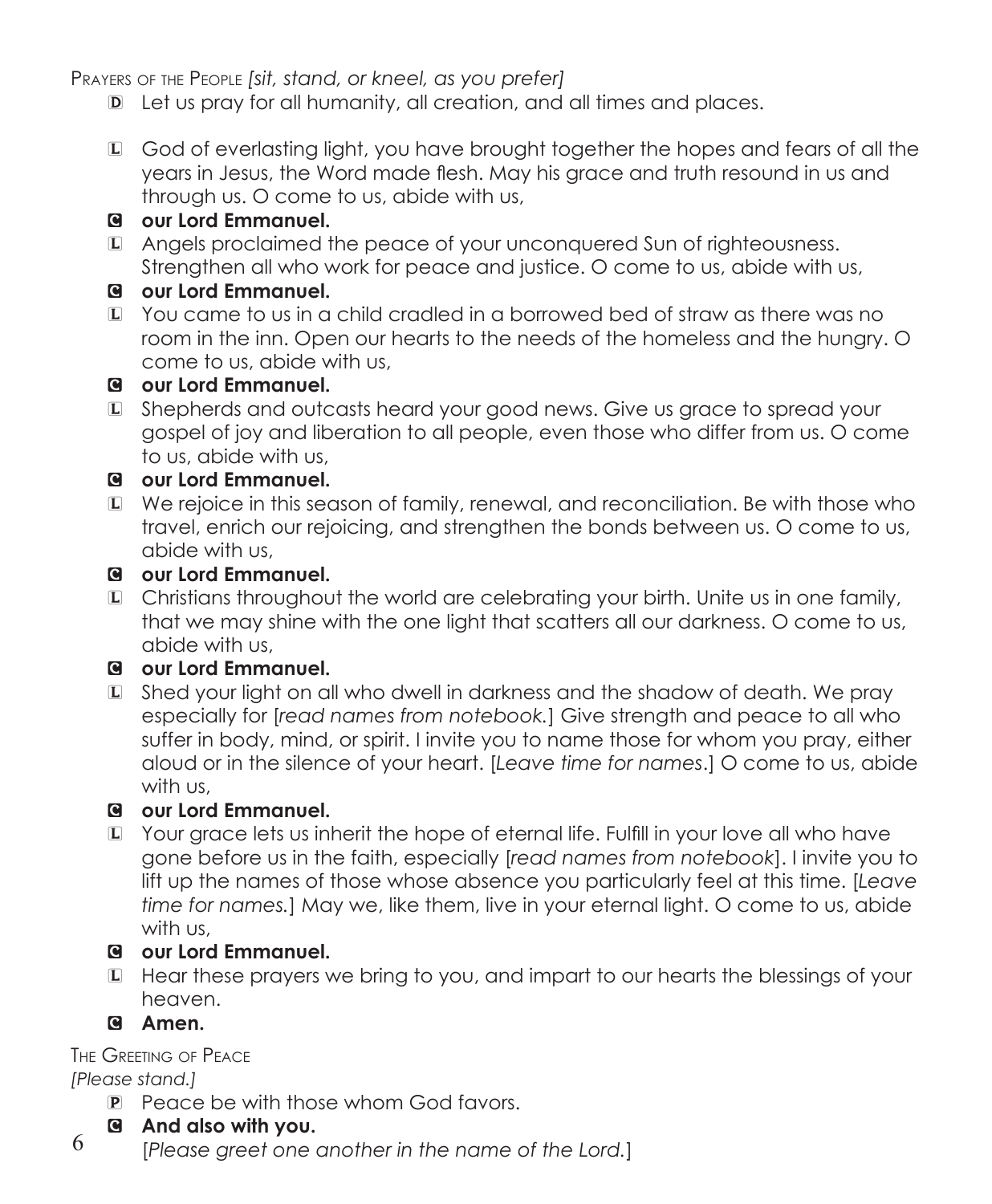Prayers of the People *[sit, stand, or kneel, as you prefer]*

D Let us pray for all humanity, all creation, and all times and places.

L God of everlasting light, you have brought together the hopes and fears of all the years in Jesus, the Word made flesh. May his grace and truth resound in us and through us. O come to us, abide with us,

C **our Lord Emmanuel.**

L Angels proclaimed the peace of your unconquered Sun of righteousness. Strengthen all who work for peace and justice. O come to us, abide with us,

C **our Lord Emmanuel.**

L You came to us in a child cradled in a borrowed bed of straw as there was no room in the inn. Open our hearts to the needs of the homeless and the hungry. O come to us, abide with us,

C **our Lord Emmanuel.**

L Shepherds and outcasts heard your good news. Give us grace to spread your gospel of joy and liberation to all people, even those who differ from us. O come to us, abide with us,

C **our Lord Emmanuel.**

L We rejoice in this season of family, renewal, and reconciliation. Be with those who travel, enrich our rejoicing, and strengthen the bonds between us. O come to us, abide with us,

C **our Lord Emmanuel.**

L Christians throughout the world are celebrating your birth. Unite us in one family, that we may shine with the one light that scatters all our darkness. O come to us, abide with us,

C **our Lord Emmanuel.**

L Shed your light on all who dwell in darkness and the shadow of death. We pray especially for [*read names from notebook.*] Give strength and peace to all who suffer in body, mind, or spirit. I invite you to name those for whom you pray, either aloud or in the silence of your heart. [*Leave time for names*.] O come to us, abide with us,

C **our Lord Emmanuel.**

L Your grace lets us inherit the hope of eternal life. Fulfill in your love all who have gone before us in the faith, especially [*read names from notebook*]. I invite you to lift up the names of those whose absence you particularly feel at this time. [*Leave time for names.*] May we, like them, live in your eternal light. O come to us, abide with us,

C **our Lord Emmanuel.**

L Hear these prayers we bring to you, and impart to our hearts the blessings of your heaven.

C **Amen.**

The Greeting of Peace

*[Please stand.]*

P Peace be with those whom God favors.

C **And also with you.**

[*Please greet one another in the name of the Lord.*]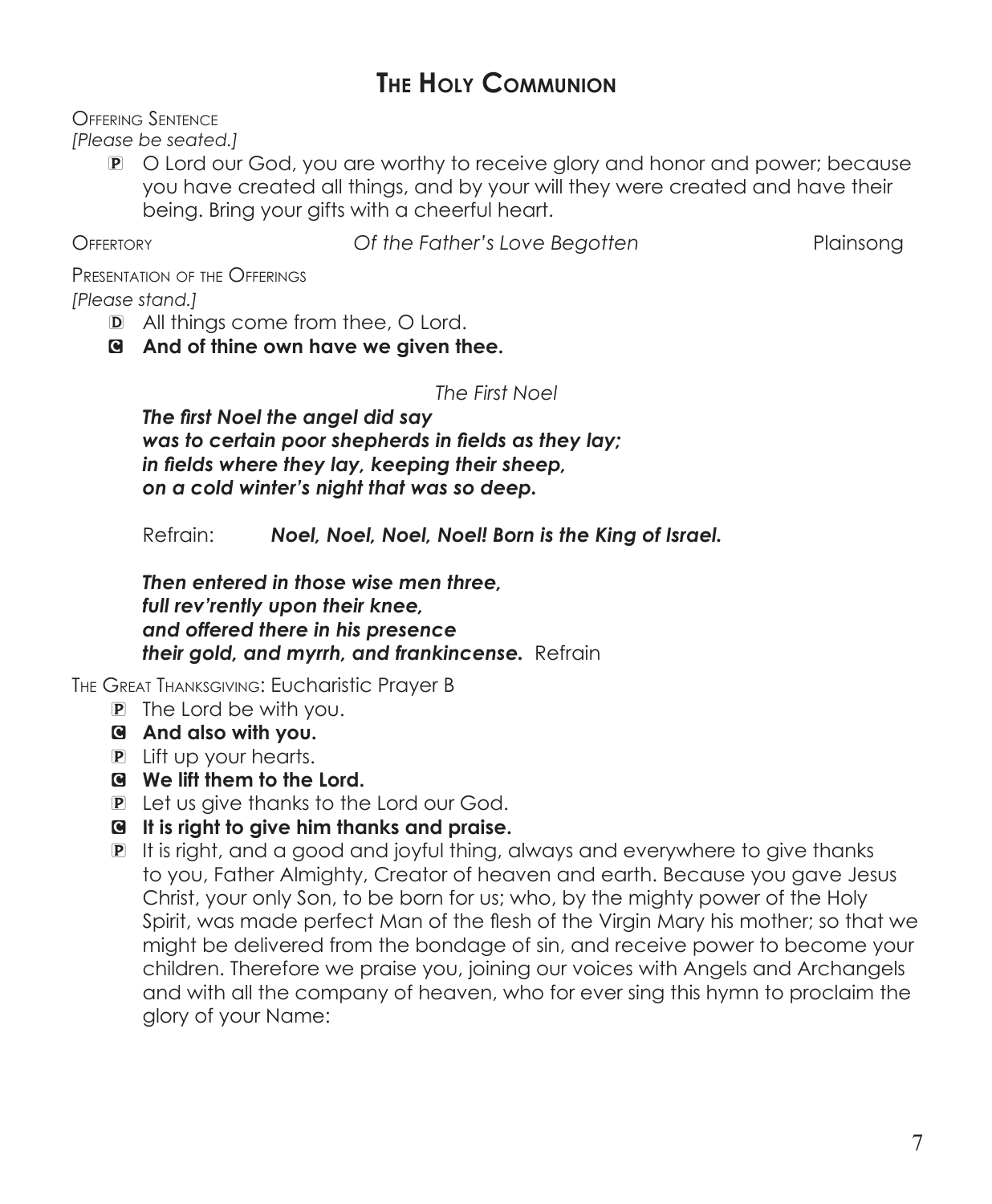# The Holy Communion

Offering Sentence
*[Please be seated.]*

P O Lord our God, you are worthy to receive glory and honor and power; because you have created all things, and by your will they were created and have their being. Bring your gifts with a cheerful heart.

Offertory *Of the Father's Love Begotten* Plainsong

Presentation of the Offerings
*[Please stand.]*

D All things come from thee, O Lord.

**C And of thine own have we given thee.**

*The First Noel*

***The first Noel the angel did say***
***was to certain poor shepherds in fields as they lay;***
***in fields where they lay, keeping their sheep,***
***on a cold winter's night that was so deep.***

Refrain: ***Noel, Noel, Noel, Noel! Born is the King of Israel.***

***Then entered in those wise men three,***
***full rev'rently upon their knee,***
***and offered there in his presence***
***their gold, and myrrh, and frankincense.*** Refrain

The Great Thanksgiving: Eucharistic Prayer B

P The Lord be with you.

**C And also with you.**

P Lift up your hearts.

**C We lift them to the Lord.**

P Let us give thanks to the Lord our God.

**C It is right to give him thanks and praise.**

P It is right, and a good and joyful thing, always and everywhere to give thanks to you, Father Almighty, Creator of heaven and earth. Because you gave Jesus Christ, your only Son, to be born for us; who, by the mighty power of the Holy Spirit, was made perfect Man of the flesh of the Virgin Mary his mother; so that we might be delivered from the bondage of sin, and receive power to become your children. Therefore we praise you, joining our voices with Angels and Archangels and with all the company of heaven, who for ever sing this hymn to proclaim the glory of your Name: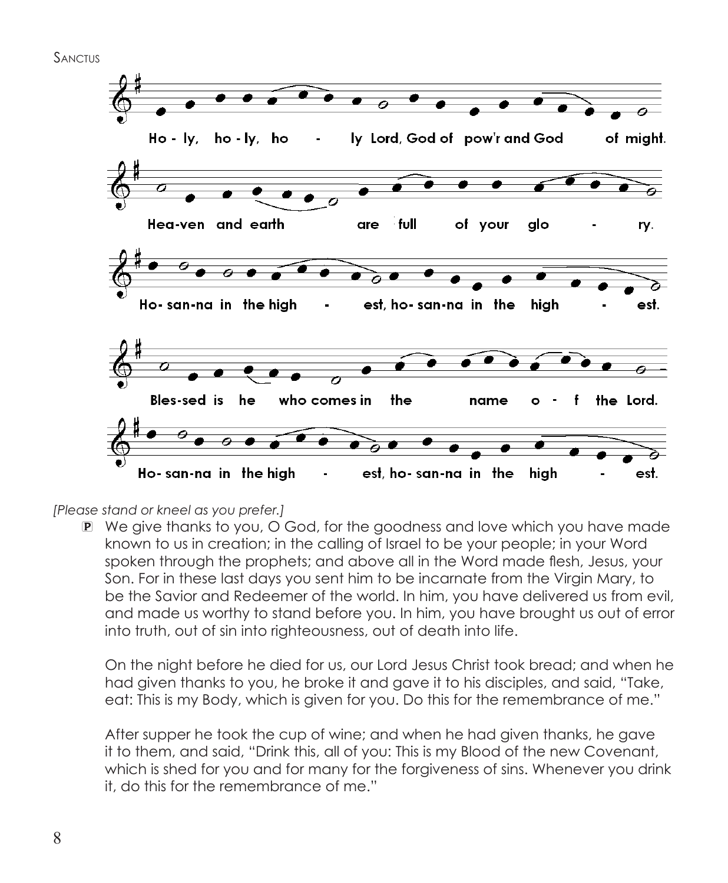Sanctus

Ho - ly, ho - ly, ho - ly Lord, God of pow'r and God of might.

Hea-ven and earth are full of your glo - ry.

Ho- san-na in the high - est, ho- san-na in the high - est.

Bles-sed is he who comes in the name o - f the Lord.

Ho- san-na in the high - est, ho- san-na in the high - est.

*[Please stand or kneel as you prefer.]*

P We give thanks to you, O God, for the goodness and love which you have made known to us in creation; in the calling of Israel to be your people; in your Word spoken through the prophets; and above all in the Word made flesh, Jesus, your Son. For in these last days you sent him to be incarnate from the Virgin Mary, to be the Savior and Redeemer of the world. In him, you have delivered us from evil, and made us worthy to stand before you. In him, you have brought us out of error into truth, out of sin into righteousness, out of death into life.

On the night before he died for us, our Lord Jesus Christ took bread; and when he had given thanks to you, he broke it and gave it to his disciples, and said, "Take, eat: This is my Body, which is given for you. Do this for the remembrance of me."

After supper he took the cup of wine; and when he had given thanks, he gave it to them, and said, "Drink this, all of you: This is my Blood of the new Covenant, which is shed for you and for many for the forgiveness of sins. Whenever you drink it, do this for the remembrance of me."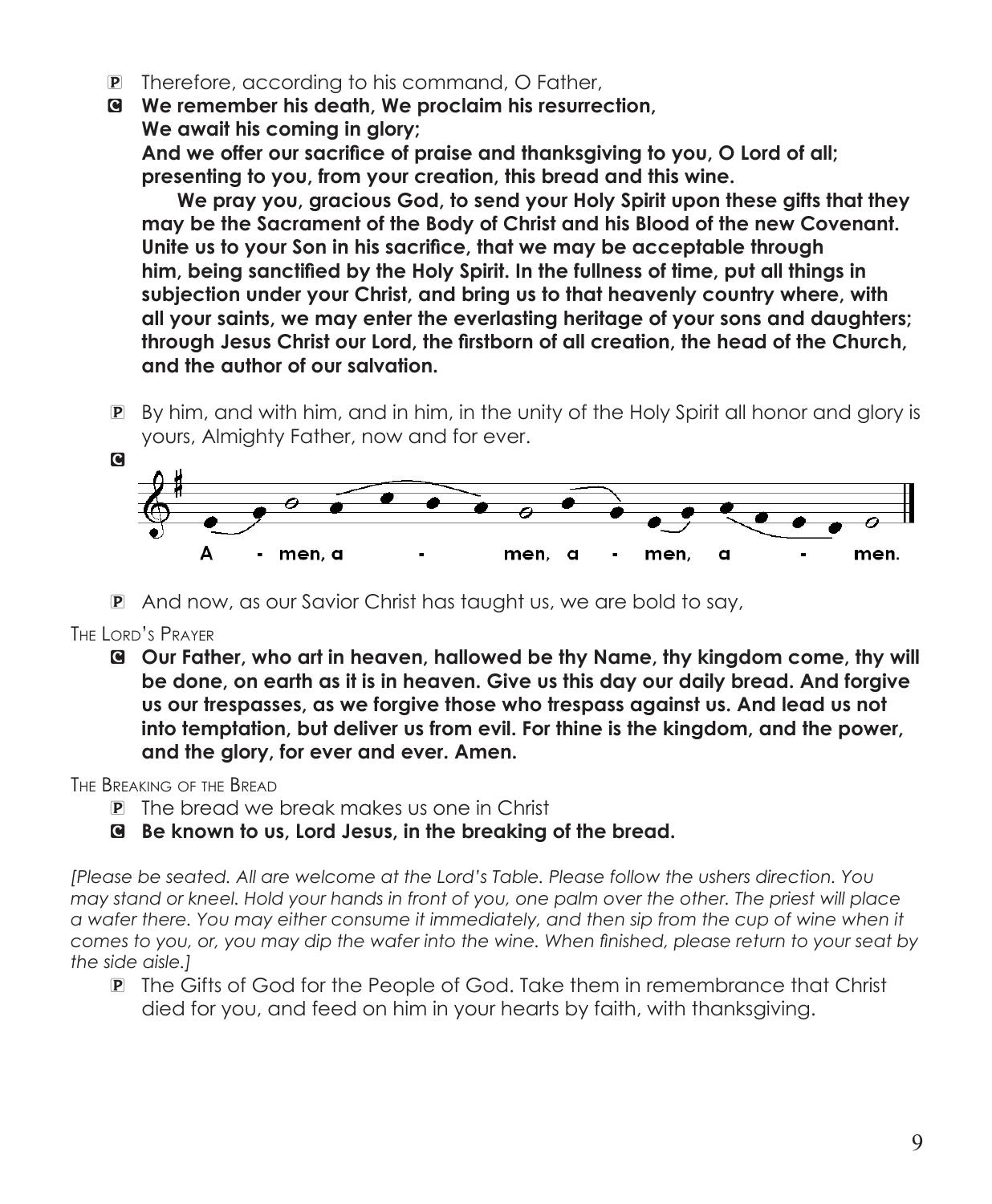P Therefore, according to his command, O Father,

C **We remember his death, We proclaim his resurrection,**
**We await his coming in glory;**
**And we offer our sacrifice of praise and thanksgiving to you, O Lord of all; presenting to you, from your creation, this bread and this wine.**

**We pray you, gracious God, to send your Holy Spirit upon these gifts that they may be the Sacrament of the Body of Christ and his Blood of the new Covenant. Unite us to your Son in his sacrifice, that we may be acceptable through him, being sanctified by the Holy Spirit. In the fullness of time, put all things in subjection under your Christ, and bring us to that heavenly country where, with all your saints, we may enter the everlasting heritage of your sons and daughters; through Jesus Christ our Lord, the firstborn of all creation, the head of the Church, and the author of our salvation.**

P By him, and with him, and in him, in the unity of the Holy Spirit all honor and glory is yours, Almighty Father, now and for ever.

C A - men, a - men, a - men, a - men.

P And now, as our Savior Christ has taught us, we are bold to say,

THE LORD'S PRAYER

C **Our Father, who art in heaven, hallowed be thy Name, thy kingdom come, thy will be done, on earth as it is in heaven. Give us this day our daily bread. And forgive us our trespasses, as we forgive those who trespass against us. And lead us not into temptation, but deliver us from evil. For thine is the kingdom, and the power, and the glory, for ever and ever. Amen.**

THE BREAKING OF THE BREAD

P The bread we break makes us one in Christ

C **Be known to us, Lord Jesus, in the breaking of the bread.**

*[Please be seated. All are welcome at the Lord's Table. Please follow the ushers direction. You may stand or kneel. Hold your hands in front of you, one palm over the other. The priest will place a wafer there. You may either consume it immediately, and then sip from the cup of wine when it comes to you, or, you may dip the wafer into the wine. When finished, please return to your seat by the side aisle.]*

P The Gifts of God for the People of God. Take them in remembrance that Christ died for you, and feed on him in your hearts by faith, with thanksgiving.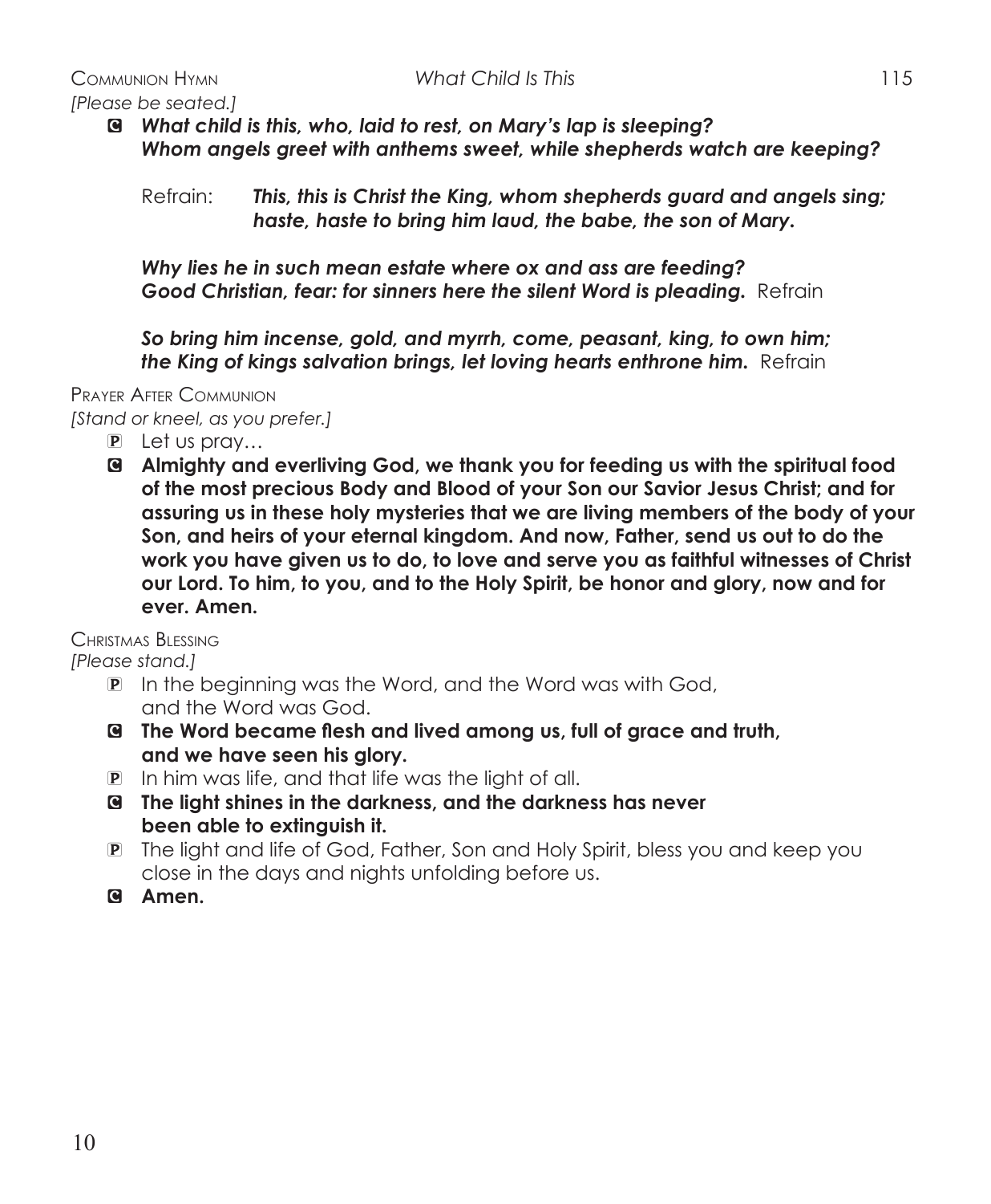Communion Hymn *What Child Is This* 115

*[Please be seated.]*

C ***What child is this, who, laid to rest, on Mary's lap is sleeping? Whom angels greet with anthems sweet, while shepherds watch are keeping?***

Refrain: ***This, this is Christ the King, whom shepherds guard and angels sing; haste, haste to bring him laud, the babe, the son of Mary.***

***Why lies he in such mean estate where ox and ass are feeding? Good Christian, fear: for sinners here the silent Word is pleading.*** Refrain

***So bring him incense, gold, and myrrh, come, peasant, king, to own him; the King of kings salvation brings, let loving hearts enthrone him.*** Refrain

Prayer After Communion

*[Stand or kneel, as you prefer.]*

P Let us pray…

C **Almighty and everliving God, we thank you for feeding us with the spiritual food of the most precious Body and Blood of your Son our Savior Jesus Christ; and for assuring us in these holy mysteries that we are living members of the body of your Son, and heirs of your eternal kingdom. And now, Father, send us out to do the work you have given us to do, to love and serve you as faithful witnesses of Christ our Lord. To him, to you, and to the Holy Spirit, be honor and glory, now and for ever. Amen.**

Christmas Blessing

*[Please stand.]*

P In the beginning was the Word, and the Word was with God, and the Word was God.

C **The Word became flesh and lived among us, full of grace and truth, and we have seen his glory.**

P In him was life, and that life was the light of all.

C **The light shines in the darkness, and the darkness has never been able to extinguish it.**

P The light and life of God, Father, Son and Holy Spirit, bless you and keep you close in the days and nights unfolding before us.

C **Amen.**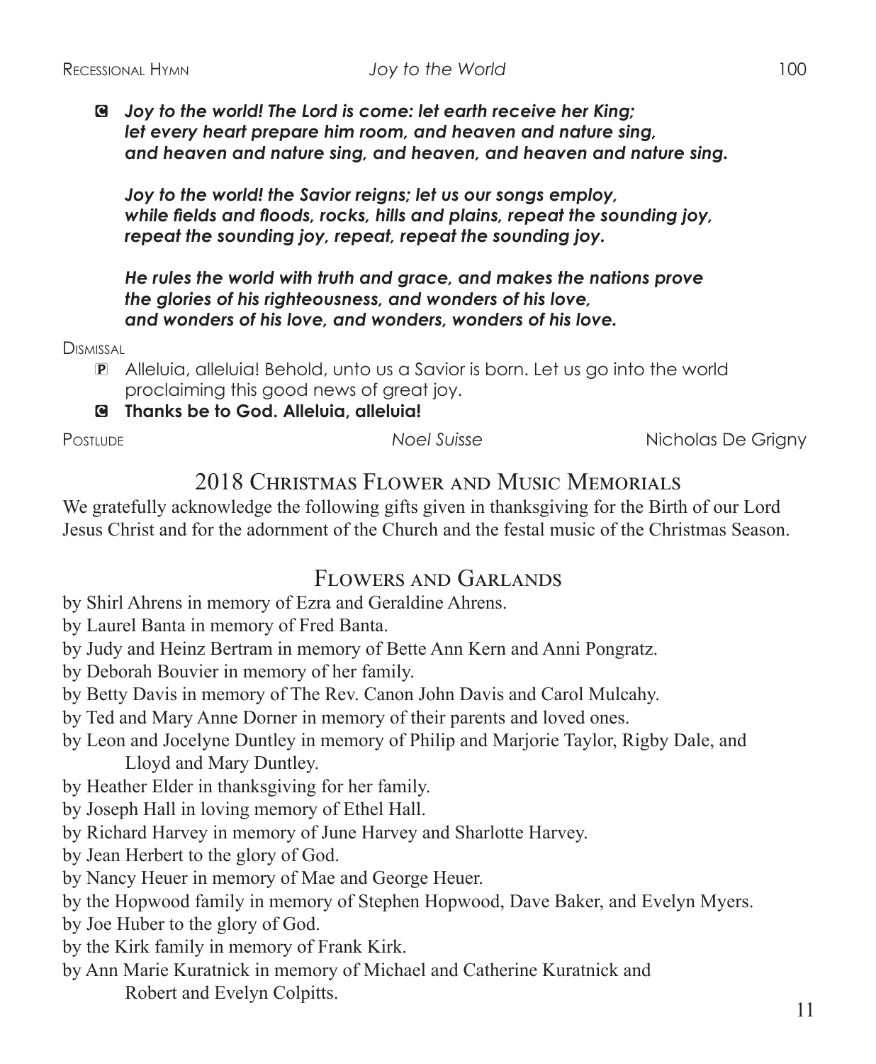Recessional Hymn *Joy to the World* 100

**C** ***Joy to the world! The Lord is come: let earth receive her King; let every heart prepare him room, and heaven and nature sing, and heaven and nature sing, and heaven, and heaven and nature sing.***

***Joy to the world! the Savior reigns; let us our songs employ, while fields and floods, rocks, hills and plains, repeat the sounding joy, repeat the sounding joy, repeat, repeat the sounding joy.***

***He rules the world with truth and grace, and makes the nations prove the glories of his righteousness, and wonders of his love, and wonders of his love, and wonders, wonders of his love.***

Dismissal

**P** Alleluia, alleluia! Behold, unto us a Savior is born. Let us go into the world proclaiming this good news of great joy.

**C** **Thanks be to God. Alleluia, alleluia!**

Postlude *Noel Suisse* Nicholas De Grigny

## 2018 Christmas Flower and Music Memorials

We gratefully acknowledge the following gifts given in thanksgiving for the Birth of our Lord Jesus Christ and for the adornment of the Church and the festal music of the Christmas Season.

### Flowers and Garlands

by Shirl Ahrens in memory of Ezra and Geraldine Ahrens.

by Laurel Banta in memory of Fred Banta.

by Judy and Heinz Bertram in memory of Bette Ann Kern and Anni Pongratz.

by Deborah Bouvier in memory of her family.

by Betty Davis in memory of The Rev. Canon John Davis and Carol Mulcahy.

by Ted and Mary Anne Dorner in memory of their parents and loved ones.

by Leon and Jocelyne Duntley in memory of Philip and Marjorie Taylor, Rigby Dale, and Lloyd and Mary Duntley.

by Heather Elder in thanksgiving for her family.

by Joseph Hall in loving memory of Ethel Hall.

by Richard Harvey in memory of June Harvey and Sharlotte Harvey.

by Jean Herbert to the glory of God.

by Nancy Heuer in memory of Mae and George Heuer.

by the Hopwood family in memory of Stephen Hopwood, Dave Baker, and Evelyn Myers.

by Joe Huber to the glory of God.

by the Kirk family in memory of Frank Kirk.

by Ann Marie Kuratnick in memory of Michael and Catherine Kuratnick and Robert and Evelyn Colpitts.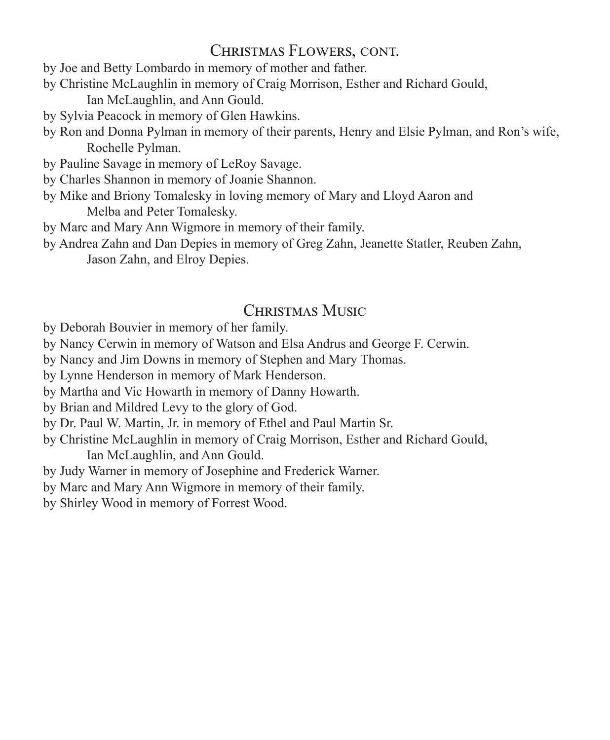## Christmas Flowers, cont.

by Joe and Betty Lombardo in memory of mother and father.

by Christine McLaughlin in memory of Craig Morrison, Esther and Richard Gould, Ian McLaughlin, and Ann Gould.

by Sylvia Peacock in memory of Glen Hawkins.

by Ron and Donna Pylman in memory of their parents, Henry and Elsie Pylman, and Ron's wife, Rochelle Pylman.

by Pauline Savage in memory of LeRoy Savage.

by Charles Shannon in memory of Joanie Shannon.

by Mike and Briony Tomalesky in loving memory of Mary and Lloyd Aaron and Melba and Peter Tomalesky.

by Marc and Mary Ann Wigmore in memory of their family.

by Andrea Zahn and Dan Depies in memory of Greg Zahn, Jeanette Statler, Reuben Zahn, Jason Zahn, and Elroy Depies.

## Christmas Music

by Deborah Bouvier in memory of her family.

by Nancy Cerwin in memory of Watson and Elsa Andrus and George F. Cerwin.

by Nancy and Jim Downs in memory of Stephen and Mary Thomas.

by Lynne Henderson in memory of Mark Henderson.

by Martha and Vic Howarth in memory of Danny Howarth.

by Brian and Mildred Levy to the glory of God.

by Dr. Paul W. Martin, Jr. in memory of Ethel and Paul Martin Sr.

by Christine McLaughlin in memory of Craig Morrison, Esther and Richard Gould, Ian McLaughlin, and Ann Gould.

by Judy Warner in memory of Josephine and Frederick Warner.

by Marc and Mary Ann Wigmore in memory of their family.

by Shirley Wood in memory of Forrest Wood.